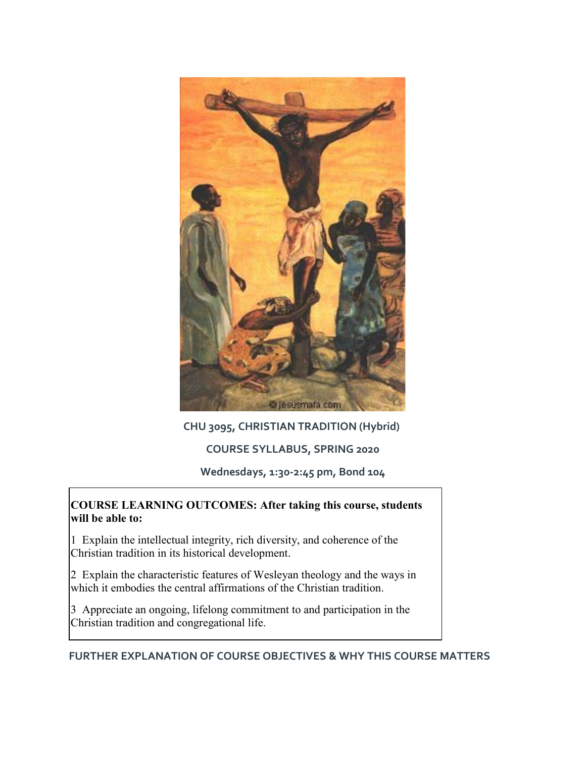**CHU 3095, CHRISTIAN TRADITION (Hybrid)**

**COURSE SYLLABUS, SPRING 2020**

**Wednesdays, 1:30-2:45 pm, Bond 104**

**COURSE LEARNING OUTCOMES: After taking this course, students will be able to:**

1 Explain the intellectual integrity, rich diversity, and coherence of the Christian tradition in its historical development.

2 Explain the characteristic features of Wesleyan theology and the ways in which it embodies the central affirmations of the Christian tradition.

3 Appreciate an ongoing, lifelong commitment to and participation in the Christian tradition and congregational life.

## FURTHER EXPLANATION OF COURSE OBJECTIVES & WHY THIS COURSE MATTERS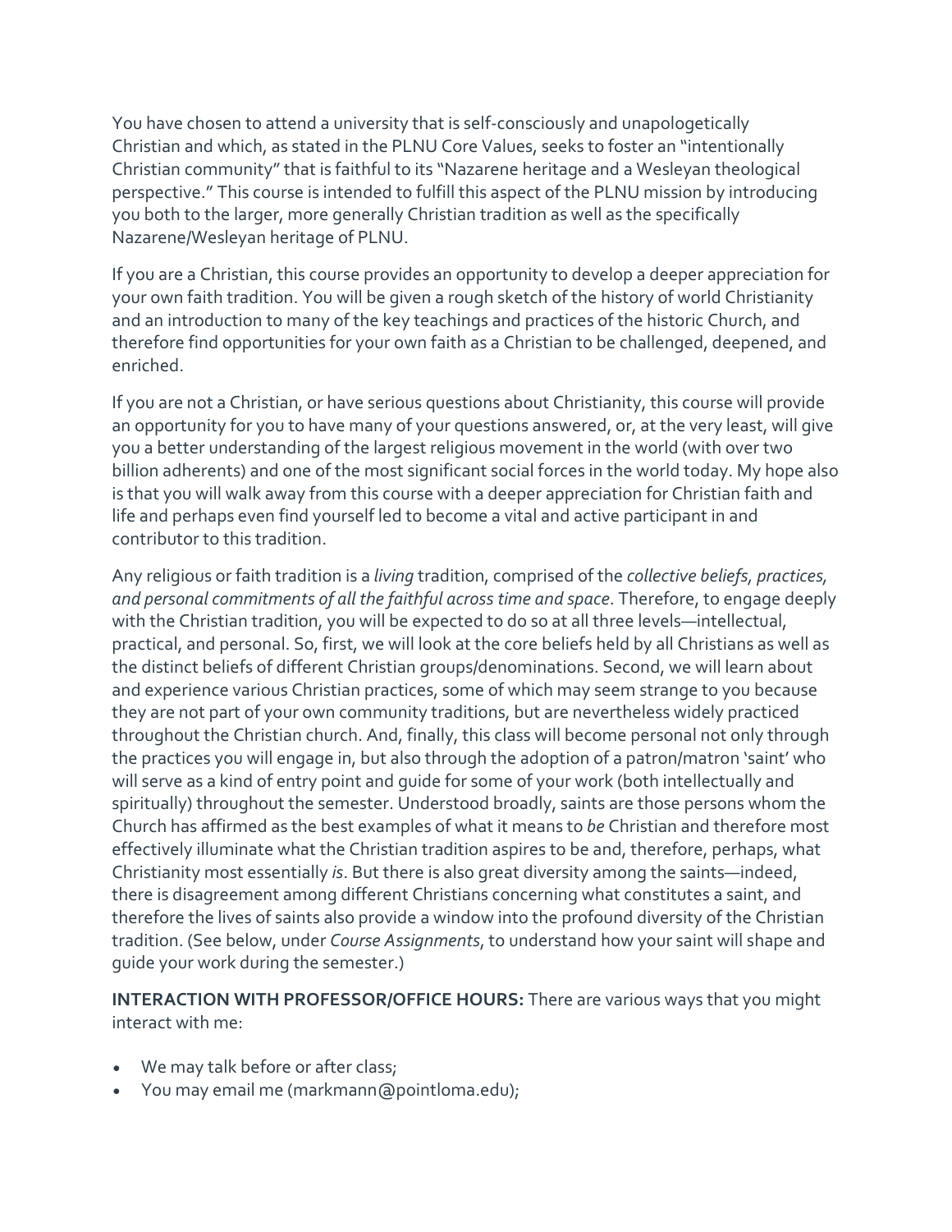You have chosen to attend a university that is self-consciously and unapologetically Christian and which, as stated in the PLNU Core Values, seeks to foster an "intentionally Christian community" that is faithful to its "Nazarene heritage and a Wesleyan theological perspective." This course is intended to fulfill this aspect of the PLNU mission by introducing you both to the larger, more generally Christian tradition as well as the specifically Nazarene/Wesleyan heritage of PLNU.

If you are a Christian, this course provides an opportunity to develop a deeper appreciation for your own faith tradition. You will be given a rough sketch of the history of world Christianity and an introduction to many of the key teachings and practices of the historic Church, and therefore find opportunities for your own faith as a Christian to be challenged, deepened, and enriched.

If you are not a Christian, or have serious questions about Christianity, this course will provide an opportunity for you to have many of your questions answered, or, at the very least, will give you a better understanding of the largest religious movement in the world (with over two billion adherents) and one of the most significant social forces in the world today. My hope also is that you will walk away from this course with a deeper appreciation for Christian faith and life and perhaps even find yourself led to become a vital and active participant in and contributor to this tradition.

Any religious or faith tradition is a *living* tradition, comprised of the *collective beliefs, practices, and personal commitments of all the faithful across time and space*. Therefore, to engage deeply with the Christian tradition, you will be expected to do so at all three levels—intellectual, practical, and personal. So, first, we will look at the core beliefs held by all Christians as well as the distinct beliefs of different Christian groups/denominations. Second, we will learn about and experience various Christian practices, some of which may seem strange to you because they are not part of your own community traditions, but are nevertheless widely practiced throughout the Christian church. And, finally, this class will become personal not only through the practices you will engage in, but also through the adoption of a patron/matron 'saint' who will serve as a kind of entry point and guide for some of your work (both intellectually and spiritually) throughout the semester. Understood broadly, saints are those persons whom the Church has affirmed as the best examples of what it means to *be* Christian and therefore most effectively illuminate what the Christian tradition aspires to be and, therefore, perhaps, what Christianity most essentially *is*. But there is also great diversity among the saints—indeed, there is disagreement among different Christians concerning what constitutes a saint, and therefore the lives of saints also provide a window into the profound diversity of the Christian tradition. (See below, under *Course Assignments*, to understand how your saint will shape and guide your work during the semester.)

**INTERACTION WITH PROFESSOR/OFFICE HOURS:** There are various ways that you might interact with me:

- We may talk before or after class;
- You may email me (markmann@pointloma.edu);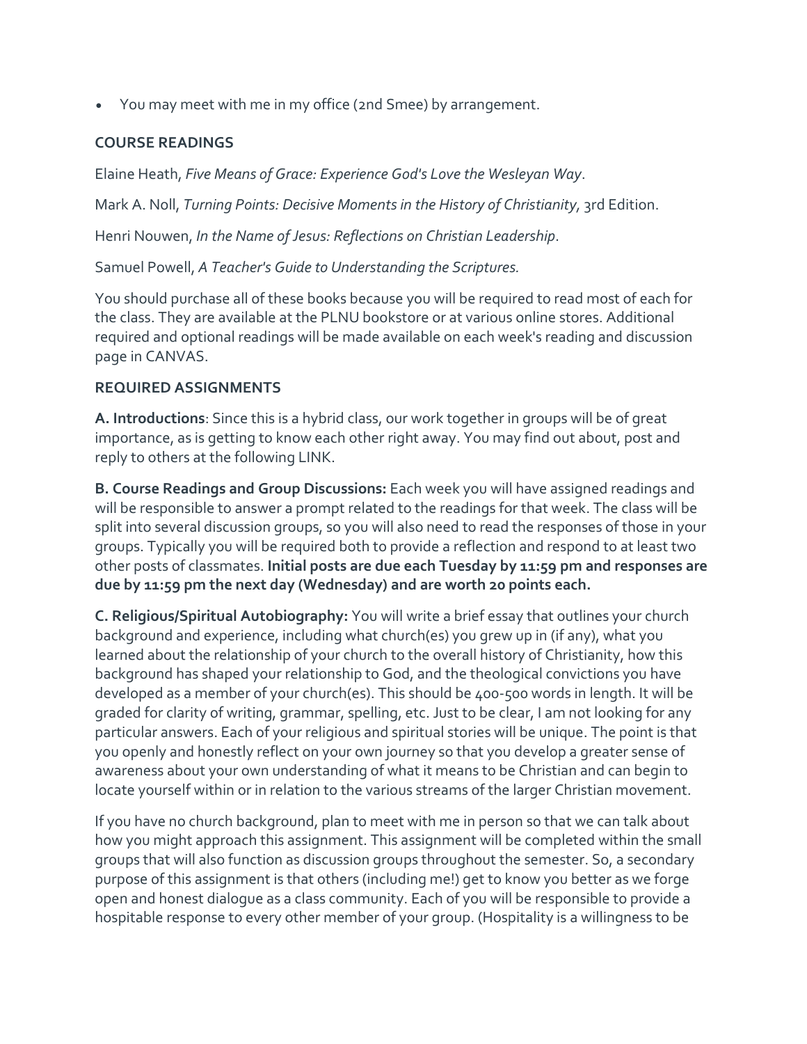- You may meet with me in my office (2nd Smee) by arrangement.

### COURSE READINGS

Elaine Heath, *Five Means of Grace: Experience God's Love the Wesleyan Way*.

Mark A. Noll, *Turning Points: Decisive Moments in the History of Christianity*, 3rd Edition.

Henri Nouwen, *In the Name of Jesus: Reflections on Christian Leadership*.

Samuel Powell, *A Teacher's Guide to Understanding the Scriptures.*

You should purchase all of these books because you will be required to read most of each for the class. They are available at the PLNU bookstore or at various online stores. Additional required and optional readings will be made available on each week's reading and discussion page in CANVAS.

### REQUIRED ASSIGNMENTS

**A. Introductions**: Since this is a hybrid class, our work together in groups will be of great importance, as is getting to know each other right away. You may find out about, post and reply to others at the following LINK.

**B. Course Readings and Group Discussions:** Each week you will have assigned readings and will be responsible to answer a prompt related to the readings for that week. The class will be split into several discussion groups, so you will also need to read the responses of those in your groups. Typically you will be required both to provide a reflection and respond to at least two other posts of classmates. **Initial posts are due each Tuesday by 11:59 pm and responses are due by 11:59 pm the next day (Wednesday) and are worth 20 points each.**

**C. Religious/Spiritual Autobiography:** You will write a brief essay that outlines your church background and experience, including what church(es) you grew up in (if any), what you learned about the relationship of your church to the overall history of Christianity, how this background has shaped your relationship to God, and the theological convictions you have developed as a member of your church(es). This should be 400-500 words in length. It will be graded for clarity of writing, grammar, spelling, etc. Just to be clear, I am not looking for any particular answers. Each of your religious and spiritual stories will be unique. The point is that you openly and honestly reflect on your own journey so that you develop a greater sense of awareness about your own understanding of what it means to be Christian and can begin to locate yourself within or in relation to the various streams of the larger Christian movement.

If you have no church background, plan to meet with me in person so that we can talk about how you might approach this assignment. This assignment will be completed within the small groups that will also function as discussion groups throughout the semester. So, a secondary purpose of this assignment is that others (including me!) get to know you better as we forge open and honest dialogue as a class community. Each of you will be responsible to provide a hospitable response to every other member of your group. (Hospitality is a willingness to be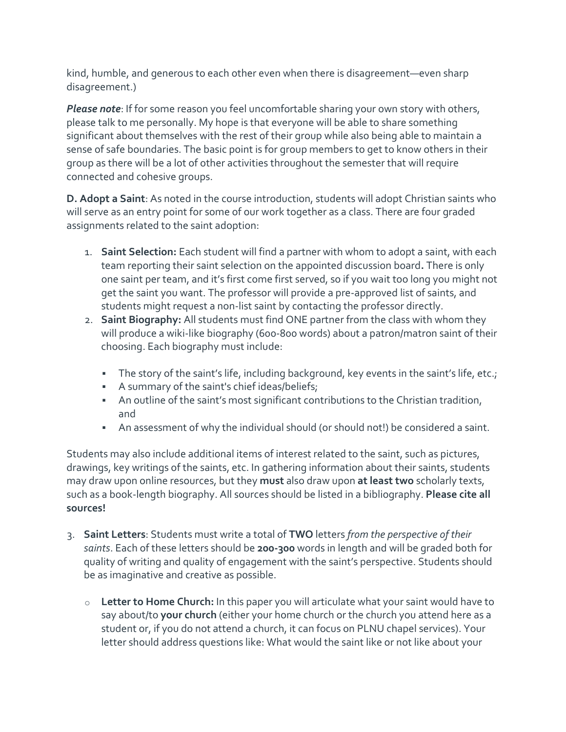kind, humble, and generous to each other even when there is disagreement—even sharp disagreement.)

***Please note***: If for some reason you feel uncomfortable sharing your own story with others, please talk to me personally. My hope is that everyone will be able to share something significant about themselves with the rest of their group while also being able to maintain a sense of safe boundaries. The basic point is for group members to get to know others in their group as there will be a lot of other activities throughout the semester that will require connected and cohesive groups.

**D. Adopt a Saint**: As noted in the course introduction, students will adopt Christian saints who will serve as an entry point for some of our work together as a class. There are four graded assignments related to the saint adoption:

1. **Saint Selection:** Each student will find a partner with whom to adopt a saint, with each team reporting their saint selection on the appointed discussion board**.** There is only one saint per team, and it's first come first served, so if you wait too long you might not get the saint you want. The professor will provide a pre-approved list of saints, and students might request a non-list saint by contacting the professor directly.
2. **Saint Biography:** All students must find ONE partner from the class with whom they will produce a wiki-like biography (600-800 words) about a patron/matron saint of their choosing. Each biography must include:
   - The story of the saint's life, including background, key events in the saint's life, etc.;
   - A summary of the saint's chief ideas/beliefs;
   - An outline of the saint's most significant contributions to the Christian tradition, and
   - An assessment of why the individual should (or should not!) be considered a saint.

Students may also include additional items of interest related to the saint, such as pictures, drawings, key writings of the saints, etc. In gathering information about their saints, students may draw upon online resources, but they **must** also draw upon **at least two** scholarly texts, such as a book-length biography. All sources should be listed in a bibliography. **Please cite all sources!**

3. **Saint Letters**: Students must write a total of **TWO** letters *from the perspective of their saints*. Each of these letters should be **200-300** words in length and will be graded both for quality of writing and quality of engagement with the saint's perspective. Students should be as imaginative and creative as possible.
   - **Letter to Home Church:** In this paper you will articulate what your saint would have to say about/to **your church** (either your home church or the church you attend here as a student or, if you do not attend a church, it can focus on PLNU chapel services). Your letter should address questions like: What would the saint like or not like about your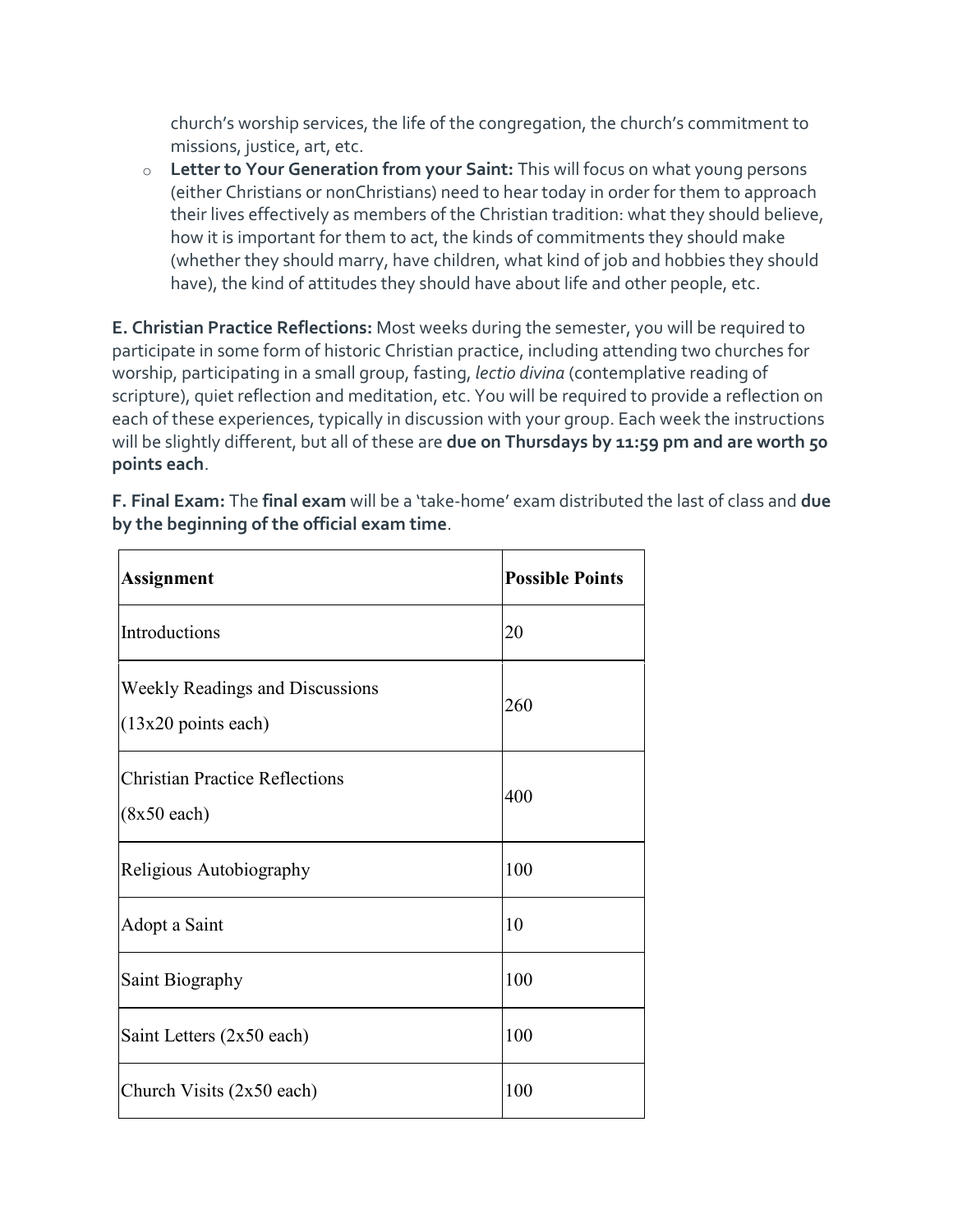church's worship services, the life of the congregation, the church's commitment to missions, justice, art, etc.

- **Letter to Your Generation from your Saint:** This will focus on what young persons (either Christians or nonChristians) need to hear today in order for them to approach their lives effectively as members of the Christian tradition: what they should believe, how it is important for them to act, the kinds of commitments they should make (whether they should marry, have children, what kind of job and hobbies they should have), the kind of attitudes they should have about life and other people, etc.

**E. Christian Practice Reflections:** Most weeks during the semester, you will be required to participate in some form of historic Christian practice, including attending two churches for worship, participating in a small group, fasting, *lectio divina* (contemplative reading of scripture), quiet reflection and meditation, etc. You will be required to provide a reflection on each of these experiences, typically in discussion with your group. Each week the instructions will be slightly different, but all of these are **due on Thursdays by 11:59 pm and are worth 50 points each**.

**F. Final Exam:** The **final exam** will be a 'take-home' exam distributed the last of class and **due by the beginning of the official exam time**.

| **Assignment** | **Possible Points** |
|---|---|
| Introductions | 20 |
| Weekly Readings and Discussions (13x20 points each) | 260 |
| Christian Practice Reflections (8x50 each) | 400 |
| Religious Autobiography | 100 |
| Adopt a Saint | 10 |
| Saint Biography | 100 |
| Saint Letters (2x50 each) | 100 |
| Church Visits (2x50 each) | 100 |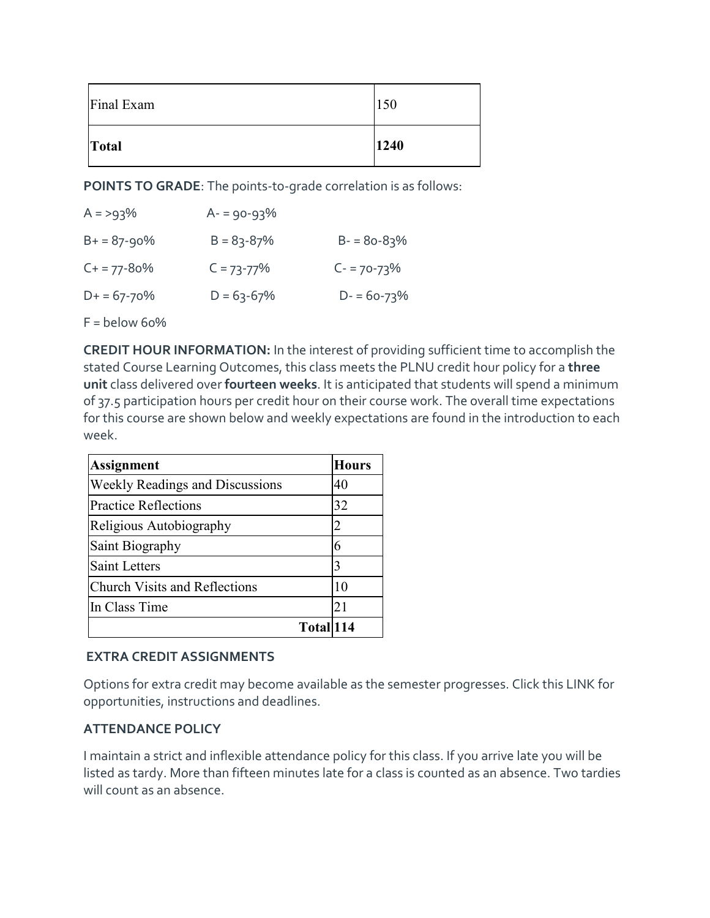| Final Exam | 150 |
|---|---|
| **Total** | **1240** |

**POINTS TO GRADE**: The points-to-grade correlation is as follows:

A = >93%　　A- = 90-93%

B+ = 87-90%　　B = 83-87%　　B- = 80-83%

C+ = 77-80%　　C = 73-77%　　C- = 70-73%

D+ = 67-70%　　D = 63-67%　　D- = 60-73%

F = below 60%

**CREDIT HOUR INFORMATION:** In the interest of providing sufficient time to accomplish the stated Course Learning Outcomes, this class meets the PLNU credit hour policy for a **three unit** class delivered over **fourteen weeks**. It is anticipated that students will spend a minimum of 37.5 participation hours per credit hour on their course work. The overall time expectations for this course are shown below and weekly expectations are found in the introduction to each week.

| **Assignment** | **Hours** |
|---|---|
| Weekly Readings and Discussions | 40 |
| Practice Reflections | 32 |
| Religious Autobiography | 2 |
| Saint Biography | 6 |
| Saint Letters | 3 |
| Church Visits and Reflections | 10 |
| In Class Time | 21 |
| **Total** | **114** |

**EXTRA CREDIT ASSIGNMENTS**

Options for extra credit may become available as the semester progresses. Click this LINK for opportunities, instructions and deadlines.

**ATTENDANCE POLICY**

I maintain a strict and inflexible attendance policy for this class. If you arrive late you will be listed as tardy. More than fifteen minutes late for a class is counted as an absence. Two tardies will count as an absence.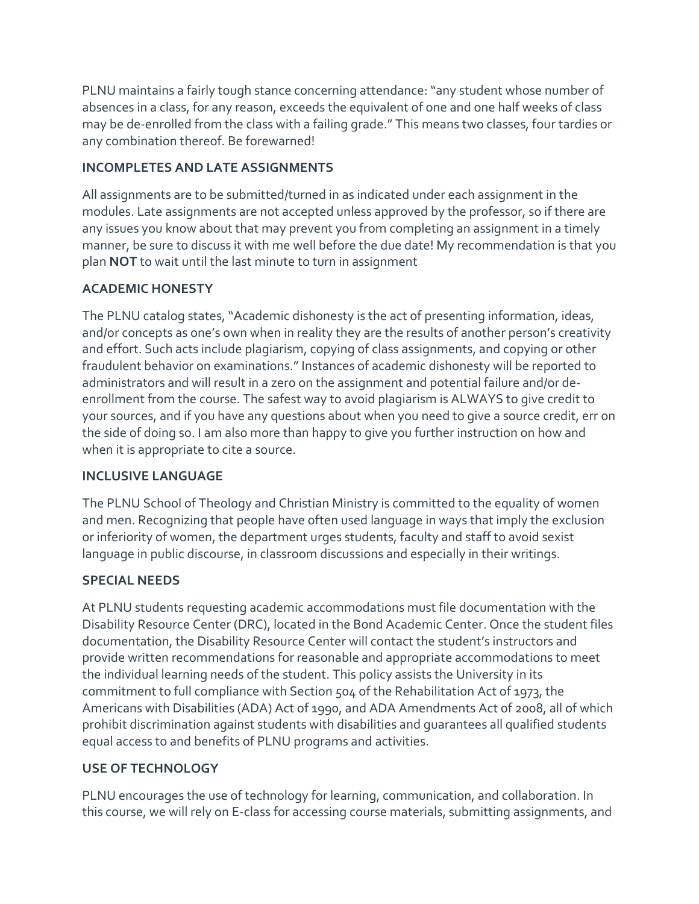PLNU maintains a fairly tough stance concerning attendance: "any student whose number of absences in a class, for any reason, exceeds the equivalent of one and one half weeks of class may be de-enrolled from the class with a failing grade." This means two classes, four tardies or any combination thereof. Be forewarned!

### INCOMPLETES AND LATE ASSIGNMENTS

All assignments are to be submitted/turned in as indicated under each assignment in the modules. Late assignments are not accepted unless approved by the professor, so if there are any issues you know about that may prevent you from completing an assignment in a timely manner, be sure to discuss it with me well before the due date! My recommendation is that you plan **NOT** to wait until the last minute to turn in assignment

### ACADEMIC HONESTY

The PLNU catalog states, "Academic dishonesty is the act of presenting information, ideas, and/or concepts as one's own when in reality they are the results of another person's creativity and effort. Such acts include plagiarism, copying of class assignments, and copying or other fraudulent behavior on examinations." Instances of academic dishonesty will be reported to administrators and will result in a zero on the assignment and potential failure and/or de-enrollment from the course. The safest way to avoid plagiarism is ALWAYS to give credit to your sources, and if you have any questions about when you need to give a source credit, err on the side of doing so. I am also more than happy to give you further instruction on how and when it is appropriate to cite a source.

### INCLUSIVE LANGUAGE

The PLNU School of Theology and Christian Ministry is committed to the equality of women and men. Recognizing that people have often used language in ways that imply the exclusion or inferiority of women, the department urges students, faculty and staff to avoid sexist language in public discourse, in classroom discussions and especially in their writings.

### SPECIAL NEEDS

At PLNU students requesting academic accommodations must file documentation with the Disability Resource Center (DRC), located in the Bond Academic Center. Once the student files documentation, the Disability Resource Center will contact the student's instructors and provide written recommendations for reasonable and appropriate accommodations to meet the individual learning needs of the student. This policy assists the University in its commitment to full compliance with Section 504 of the Rehabilitation Act of 1973, the Americans with Disabilities (ADA) Act of 1990, and ADA Amendments Act of 2008, all of which prohibit discrimination against students with disabilities and guarantees all qualified students equal access to and benefits of PLNU programs and activities.

### USE OF TECHNOLOGY

PLNU encourages the use of technology for learning, communication, and collaboration. In this course, we will rely on E-class for accessing course materials, submitting assignments, and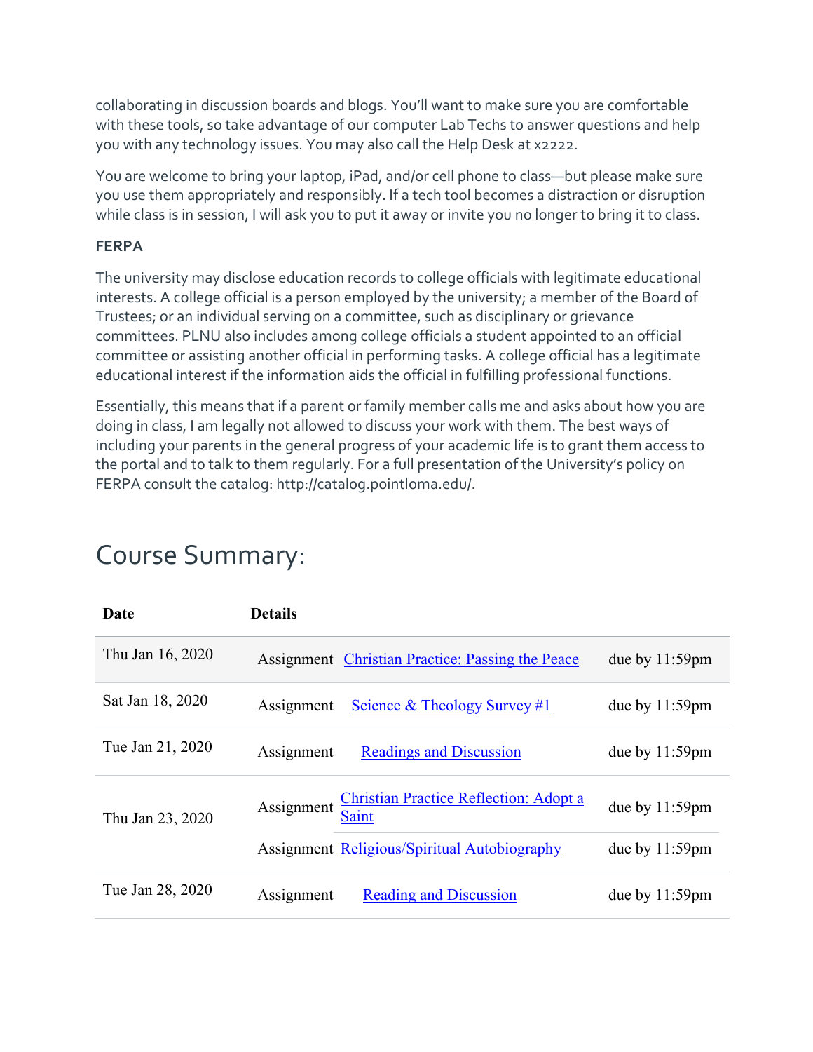collaborating in discussion boards and blogs. You'll want to make sure you are comfortable with these tools, so take advantage of our computer Lab Techs to answer questions and help you with any technology issues. You may also call the Help Desk at x2222.

You are welcome to bring your laptop, iPad, and/or cell phone to class—but please make sure you use them appropriately and responsibly. If a tech tool becomes a distraction or disruption while class is in session, I will ask you to put it away or invite you no longer to bring it to class.

**FERPA**

The university may disclose education records to college officials with legitimate educational interests. A college official is a person employed by the university; a member of the Board of Trustees; or an individual serving on a committee, such as disciplinary or grievance committees. PLNU also includes among college officials a student appointed to an official committee or assisting another official in performing tasks. A college official has a legitimate educational interest if the information aids the official in fulfilling professional functions.

Essentially, this means that if a parent or family member calls me and asks about how you are doing in class, I am legally not allowed to discuss your work with them. The best ways of including your parents in the general progress of your academic life is to grant them access to the portal and to talk to them regularly. For a full presentation of the University's policy on FERPA consult the catalog: http://catalog.pointloma.edu/.

# Course Summary:

| Date | Details | | |
|---|---|---|---|
| Thu Jan 16, 2020 | Assignment | Christian Practice: Passing the Peace | due by 11:59pm |
| Sat Jan 18, 2020 | Assignment | Science & Theology Survey #1 | due by 11:59pm |
| Tue Jan 21, 2020 | Assignment | Readings and Discussion | due by 11:59pm |
| Thu Jan 23, 2020 | Assignment | Christian Practice Reflection: Adopt a Saint | due by 11:59pm |
| | Assignment | Religious/Spiritual Autobiography | due by 11:59pm |
| Tue Jan 28, 2020 | Assignment | Reading and Discussion | due by 11:59pm |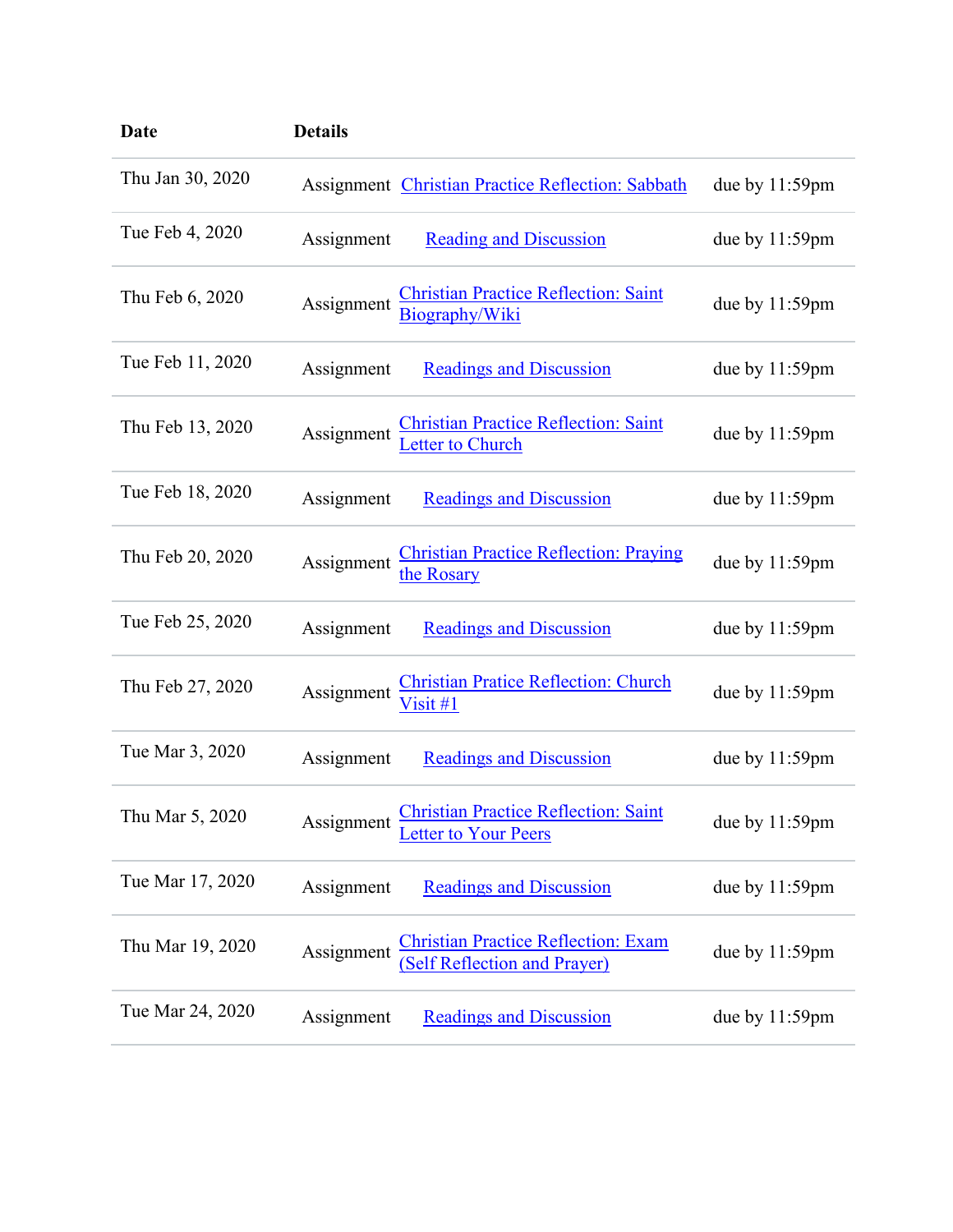| Date | Details | | |
|---|---|---|---|
| Thu Jan 30, 2020 | Assignment | Christian Practice Reflection: Sabbath | due by 11:59pm |
| Tue Feb 4, 2020 | Assignment | Reading and Discussion | due by 11:59pm |
| Thu Feb 6, 2020 | Assignment | Christian Practice Reflection: Saint Biography/Wiki | due by 11:59pm |
| Tue Feb 11, 2020 | Assignment | Readings and Discussion | due by 11:59pm |
| Thu Feb 13, 2020 | Assignment | Christian Practice Reflection: Saint Letter to Church | due by 11:59pm |
| Tue Feb 18, 2020 | Assignment | Readings and Discussion | due by 11:59pm |
| Thu Feb 20, 2020 | Assignment | Christian Practice Reflection: Praying the Rosary | due by 11:59pm |
| Tue Feb 25, 2020 | Assignment | Readings and Discussion | due by 11:59pm |
| Thu Feb 27, 2020 | Assignment | Christian Pratice Reflection: Church Visit #1 | due by 11:59pm |
| Tue Mar 3, 2020 | Assignment | Readings and Discussion | due by 11:59pm |
| Thu Mar 5, 2020 | Assignment | Christian Practice Reflection: Saint Letter to Your Peers | due by 11:59pm |
| Tue Mar 17, 2020 | Assignment | Readings and Discussion | due by 11:59pm |
| Thu Mar 19, 2020 | Assignment | Christian Practice Reflection: Exam (Self Reflection and Prayer) | due by 11:59pm |
| Tue Mar 24, 2020 | Assignment | Readings and Discussion | due by 11:59pm |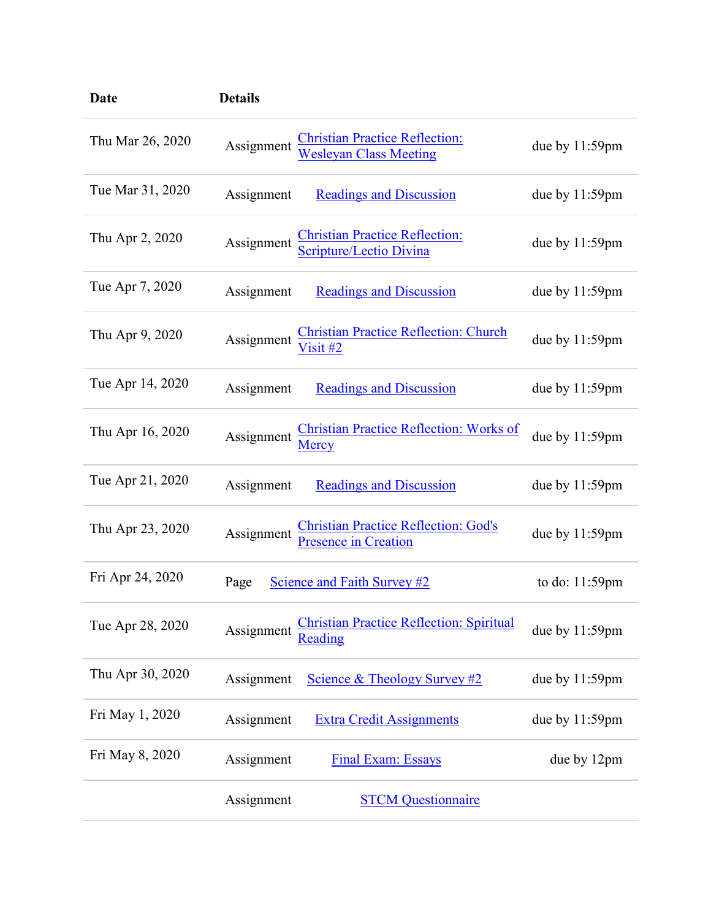| Date | Details | | |
|---|---|---|---|
| Thu Mar 26, 2020 | Assignment | Christian Practice Reflection: Wesleyan Class Meeting | due by 11:59pm |
| Tue Mar 31, 2020 | Assignment | Readings and Discussion | due by 11:59pm |
| Thu Apr 2, 2020 | Assignment | Christian Practice Reflection: Scripture/Lectio Divina | due by 11:59pm |
| Tue Apr 7, 2020 | Assignment | Readings and Discussion | due by 11:59pm |
| Thu Apr 9, 2020 | Assignment | Christian Practice Reflection: Church Visit #2 | due by 11:59pm |
| Tue Apr 14, 2020 | Assignment | Readings and Discussion | due by 11:59pm |
| Thu Apr 16, 2020 | Assignment | Christian Practice Reflection: Works of Mercy | due by 11:59pm |
| Tue Apr 21, 2020 | Assignment | Readings and Discussion | due by 11:59pm |
| Thu Apr 23, 2020 | Assignment | Christian Practice Reflection: God's Presence in Creation | due by 11:59pm |
| Fri Apr 24, 2020 | Page | Science and Faith Survey #2 | to do: 11:59pm |
| Tue Apr 28, 2020 | Assignment | Christian Practice Reflection: Spiritual Reading | due by 11:59pm |
| Thu Apr 30, 2020 | Assignment | Science & Theology Survey #2 | due by 11:59pm |
| Fri May 1, 2020 | Assignment | Extra Credit Assignments | due by 11:59pm |
| Fri May 8, 2020 | Assignment | Final Exam: Essays | due by 12pm |
| | Assignment | STCM Questionnaire | |